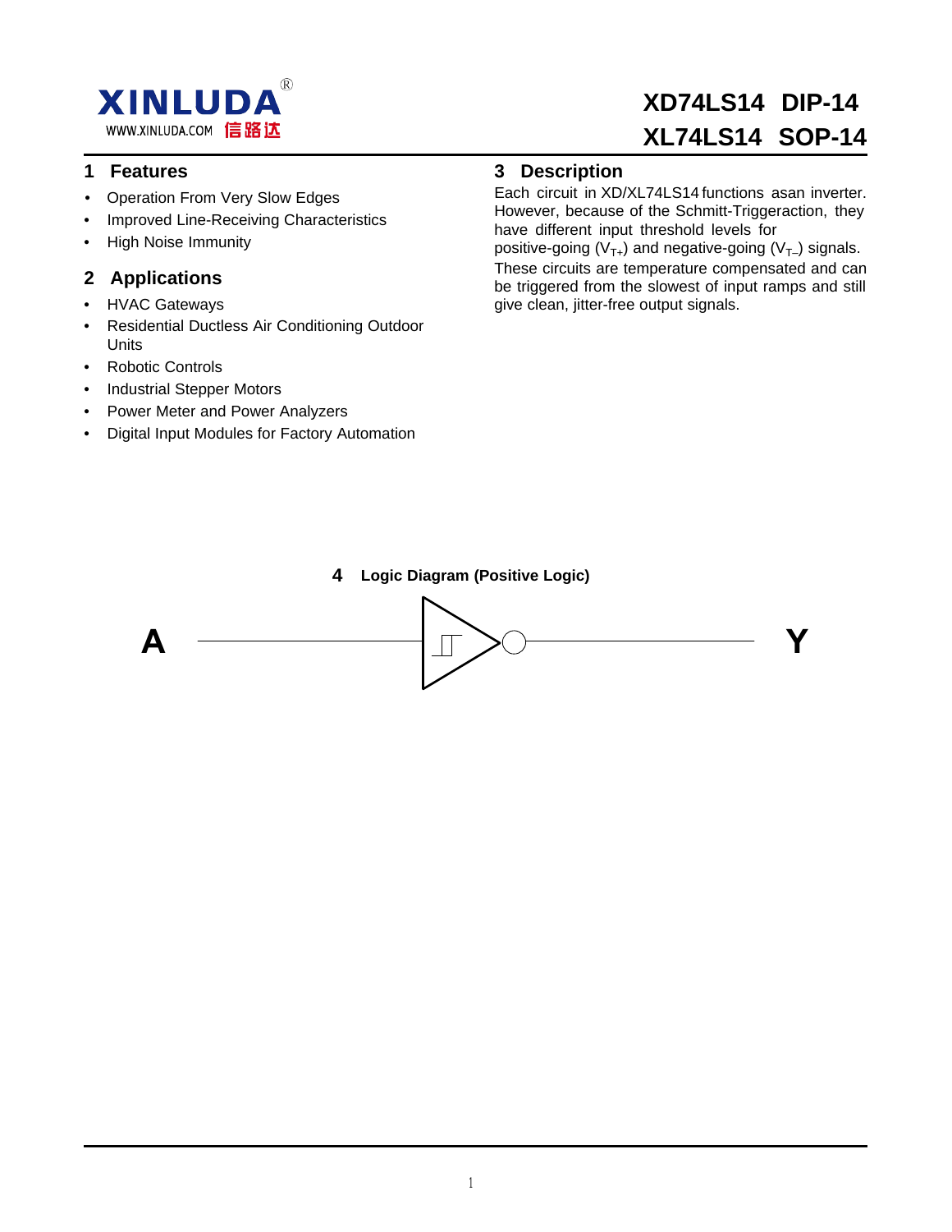XINLUDA®
WWW.XINLUDA.COM 信路达

# XD74LS14 DIP-14
# XL74LS14 SOP-14

## 1 Features

- Operation From Very Slow Edges
- Improved Line-Receiving Characteristics
- High Noise Immunity

## 2 Applications

- HVAC Gateways
- Residential Ductless Air Conditioning Outdoor Units
- Robotic Controls
- Industrial Stepper Motors
- Power Meter and Power Analyzers
- Digital Input Modules for Factory Automation

## 3 Description

Each circuit in XD/XL74LS14 functions asan inverter. However, because of the Schmitt-Triggeraction, they have different input threshold levels for positive-going ($V_{T+}$) and negative-going ($V_{T-}$) signals. These circuits are temperature compensated and can be triggered from the slowest of input ramps and still give clean, jitter-free output signals.

## 4 Logic Diagram (Positive Logic)

A → Y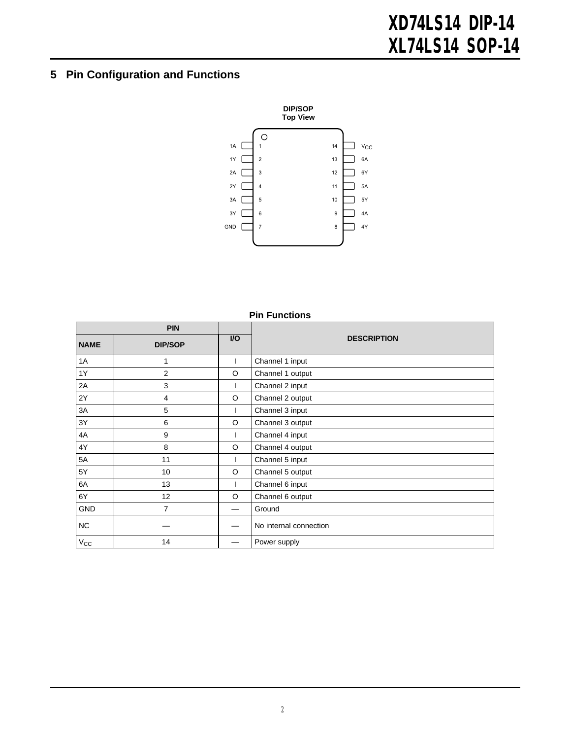## 5 Pin Configuration and Functions

DIP/SOP
Top View

| Pin name | Pin | | Pin | Pin name |
|---|---|---|---|---|
| 1A | 1 | | 14 | $V_{CC}$ |
| 1Y | 2 | | 13 | 6A |
| 2A | 3 | | 12 | 6Y |
| 2Y | 4 | | 11 | 5A |
| 3A | 5 | | 10 | 5Y |
| 3Y | 6 | | 9 | 4A |
| GND | 7 | | 8 | 4Y |

**Pin Functions**

| PIN | | I/O | DESCRIPTION |
|---|---|---|---|
| **NAME** | **DIP/SOP** | | |
| 1A | 1 | I | Channel 1 input |
| 1Y | 2 | O | Channel 1 output |
| 2A | 3 | I | Channel 2 input |
| 2Y | 4 | O | Channel 2 output |
| 3A | 5 | I | Channel 3 input |
| 3Y | 6 | O | Channel 3 output |
| 4A | 9 | I | Channel 4 input |
| 4Y | 8 | O | Channel 4 output |
| 5A | 11 | I | Channel 5 input |
| 5Y | 10 | O | Channel 5 output |
| 6A | 13 | I | Channel 6 input |
| 6Y | 12 | O | Channel 6 output |
| GND | 7 | — | Ground |
| NC | — | — | No internal connection |
| $V_{CC}$ | 14 | — | Power supply |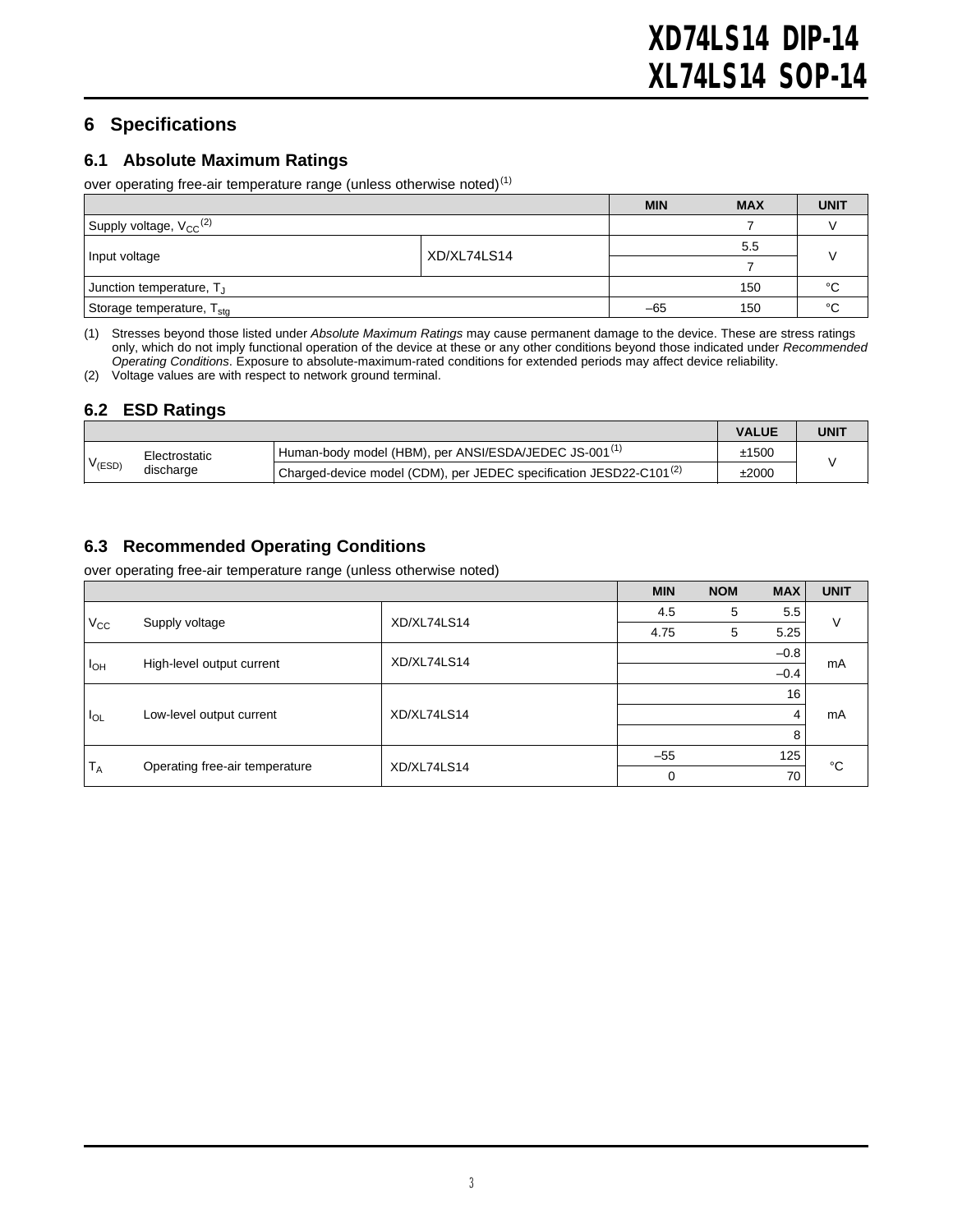# 6 Specifications

## 6.1 Absolute Maximum Ratings

over operating free-air temperature range (unless otherwise noted)[1]

| | | MIN | MAX | UNIT |
|---|---|---|---|---|
| Supply voltage, $V_{CC}$[2] | | | 7 | V |
| Input voltage | XD/XL74LS14 | | 5.5 | V |
| | | | 7 | |
| Junction temperature, $T_J$ | | | 150 | °C |
| Storage temperature, $T_{stg}$ | | –65 | 150 | °C |

(1) Stresses beyond those listed under *Absolute Maximum Ratings* may cause permanent damage to the device. These are stress ratings only, which do not imply functional operation of the device at these or any other conditions beyond those indicated under *Recommended Operating Conditions*. Exposure to absolute-maximum-rated conditions for extended periods may affect device reliability.
(2) Voltage values are with respect to network ground terminal.

## 6.2 ESD Ratings

| | | | VALUE | UNIT |
|---|---|---|---|---|
| $V_{(ESD)}$ | Electrostatic discharge | Human-body model (HBM), per ANSI/ESDA/JEDEC JS-001[1] | ±1500 | V |
| | | Charged-device model (CDM), per JEDEC specification JESD22-C101[2] | ±2000 | |

## 6.3 Recommended Operating Conditions

over operating free-air temperature range (unless otherwise noted)

| | | | MIN | NOM | MAX | UNIT |
|---|---|---|---|---|---|---|
| $V_{CC}$ | Supply voltage | XD/XL74LS14 | 4.5 | 5 | 5.5 | V |
| | | | 4.75 | 5 | 5.25 | |
| $I_{OH}$ | High-level output current | XD/XL74LS14 | | | –0.8 | mA |
| | | | | | –0.4 | |
| $I_{OL}$ | Low-level output current | XD/XL74LS14 | | | 16 | mA |
| | | | | | 4 | |
| | | | | | 8 | |
| $T_A$ | Operating free-air temperature | XD/XL74LS14 | –55 | | 125 | °C |
| | | | 0 | | 70 | |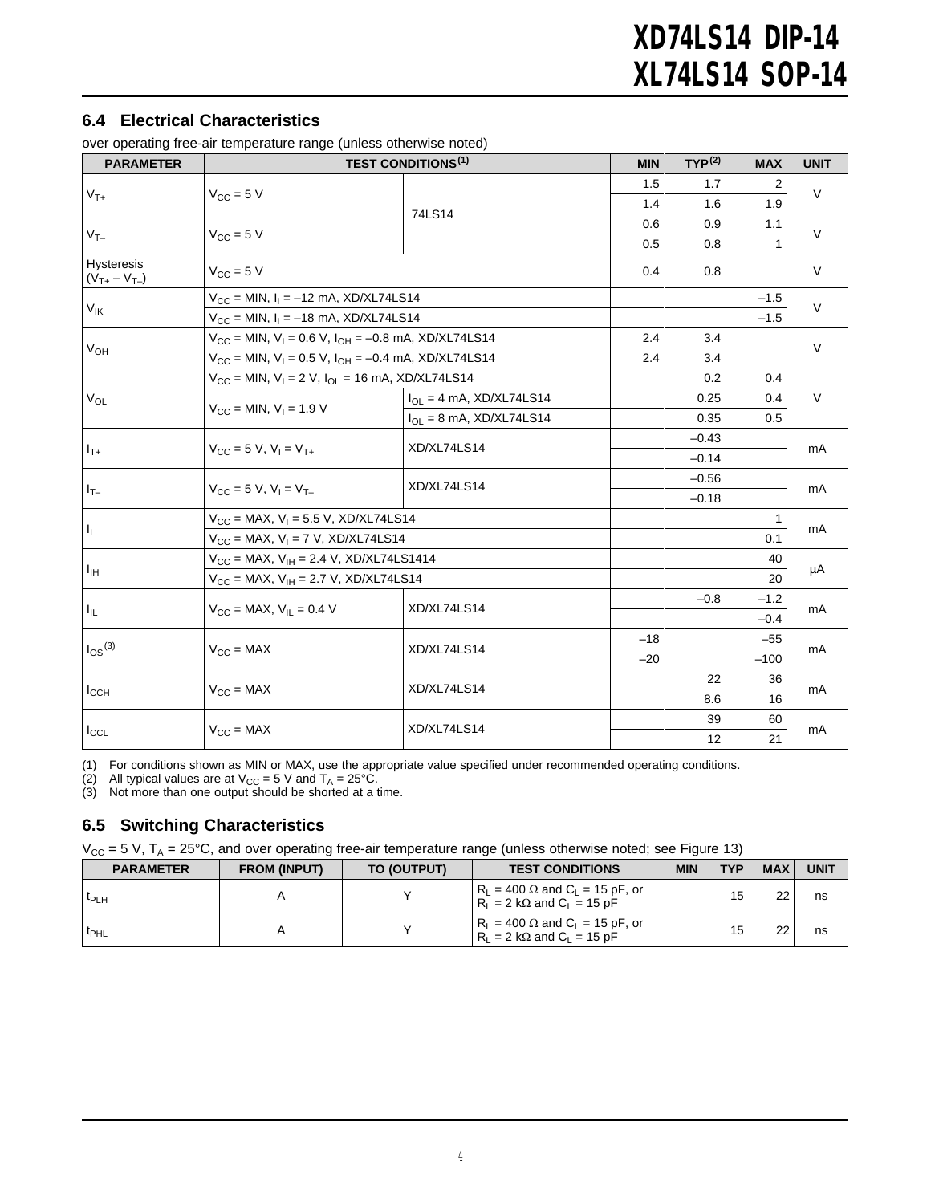## 6.4 Electrical Characteristics

over operating free-air temperature range (unless otherwise noted)

| PARAMETER | TEST CONDITIONS(1) | | MIN | TYP(2) | MAX | UNIT |
|---|---|---|---|---|---|---|
| $V_{T+}$ | $V_{CC}$ = 5 V | 74LS14 | 1.5 | 1.7 | 2 | V |
| | | | 1.4 | 1.6 | 1.9 | |
| $V_{T-}$ | $V_{CC}$ = 5 V | | 0.6 | 0.9 | 1.1 | V |
| | | | 0.5 | 0.8 | 1 | |
| Hysteresis ($V_{T+} – V_{T–}$) | $V_{CC}$ = 5 V | | 0.4 | 0.8 | | V |
| $V_{IK}$ | $V_{CC}$ = MIN, $I_I$ = –12 mA, XD/XL74LS14 | | | | –1.5 | V |
| | $V_{CC}$ = MIN, $I_I$ = –18 mA, XD/XL74LS14 | | | | –1.5 | |
| $V_{OH}$ | $V_{CC}$ = MIN, $V_I$ = 0.6 V, $I_{OH}$ = –0.8 mA, XD/XL74LS14 | | 2.4 | 3.4 | | V |
| | $V_{CC}$ = MIN, $V_I$ = 0.5 V, $I_{OH}$ = –0.4 mA, XD/XL74LS14 | | 2.4 | 3.4 | | |
| $V_{OL}$ | $V_{CC}$ = MIN, $V_I$ = 2 V, $I_{OL}$ = 16 mA, XD/XL74LS14 | | | 0.2 | 0.4 | V |
| | $V_{CC}$ = MIN, $V_I$ = 1.9 V | $I_{OL}$ = 4 mA, XD/XL74LS14 | | 0.25 | 0.4 | |
| | | $I_{OL}$ = 8 mA, XD/XL74LS14 | | 0.35 | 0.5 | |
| $I_{T+}$ | $V_{CC}$ = 5 V, $V_I$ = $V_{T+}$ | XD/XL74LS14 | | –0.43 | | mA |
| | | | | –0.14 | | |
| $I_{T-}$ | $V_{CC}$ = 5 V, $V_I$ = $V_{T-}$ | XD/XL74LS14 | | –0.56 | | mA |
| | | | | –0.18 | | |
| $I_I$ | $V_{CC}$ = MAX, $V_I$ = 5.5 V, XD/XL74LS14 | | | | 1 | mA |
| | $V_{CC}$ = MAX, $V_I$ = 7 V, XD/XL74LS14 | | | | 0.1 | |
| $I_{IH}$ | $V_{CC}$ = MAX, $V_{IH}$ = 2.4 V, XD/XL74LS1414 | | | | 40 | μA |
| | $V_{CC}$ = MAX, $V_{IH}$ = 2.7 V, XD/XL74LS14 | | | | 20 | |
| $I_{IL}$ | $V_{CC}$ = MAX, $V_{IL}$ = 0.4 V | XD/XL74LS14 | | –0.8 | –1.2 | mA |
| | | | | | –0.4 | |
| $I_{OS}$(3) | $V_{CC}$ = MAX | XD/XL74LS14 | –18 | | –55 | mA |
| | | | –20 | | –100 | |
| $I_{CCH}$ | $V_{CC}$ = MAX | XD/XL74LS14 | | 22 | 36 | mA |
| | | | | 8.6 | 16 | |
| $I_{CCL}$ | $V_{CC}$ = MAX | XD/XL74LS14 | | 39 | 60 | mA |
| | | | | 12 | 21 | |

(1) For conditions shown as MIN or MAX, use the appropriate value specified under recommended operating conditions.
(2) All typical values are at $V_{CC}$ = 5 V and $T_A$ = 25°C.
(3) Not more than one output should be shorted at a time.

## 6.5 Switching Characteristics

$V_{CC}$ = 5 V, $T_A$ = 25°C, and over operating free-air temperature range (unless otherwise noted; see Figure 13)

| PARAMETER | FROM (INPUT) | TO (OUTPUT) | TEST CONDITIONS | MIN | TYP | MAX | UNIT |
|---|---|---|---|---|---|---|---|
| $t_{PLH}$ | A | Y | $R_L$ = 400 Ω and $C_L$ = 15 pF, or $R_L$ = 2 kΩ and $C_L$ = 15 pF | | 15 | 22 | ns |
| $t_{PHL}$ | A | Y | $R_L$ = 400 Ω and $C_L$ = 15 pF, or $R_L$ = 2 kΩ and $C_L$ = 15 pF | | 15 | 22 | ns |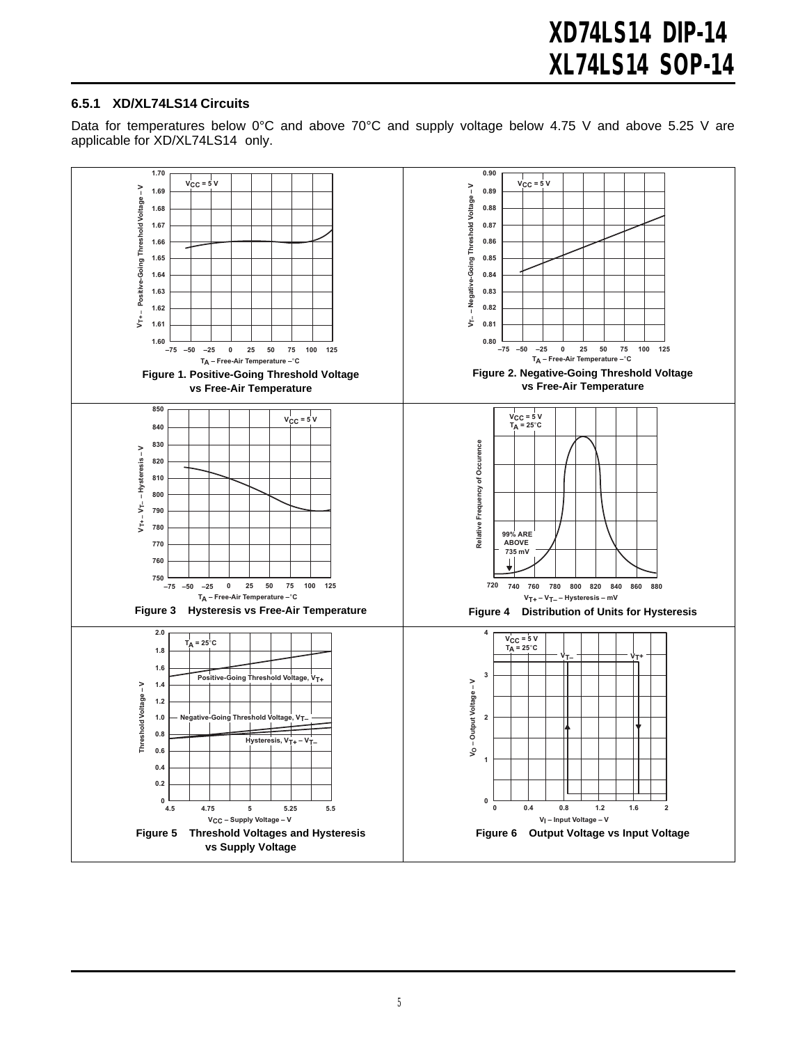### 6.5.1 XD/XL74LS14 Circuits

Data for temperatures below 0°C and above 70°C and supply voltage below 4.75 V and above 5.25 V are applicable for XD/XL74LS14 only.

**Figure 1. Positive-Going Threshold Voltage vs Free-Air Temperature**

**Figure 2. Negative-Going Threshold Voltage vs Free-Air Temperature**

**Figure 3 Hysteresis vs Free-Air Temperature**

**Figure 4 Distribution of Units for Hysteresis**

**Figure 5 Threshold Voltages and Hysteresis vs Supply Voltage**

**Figure 6 Output Voltage vs Input Voltage**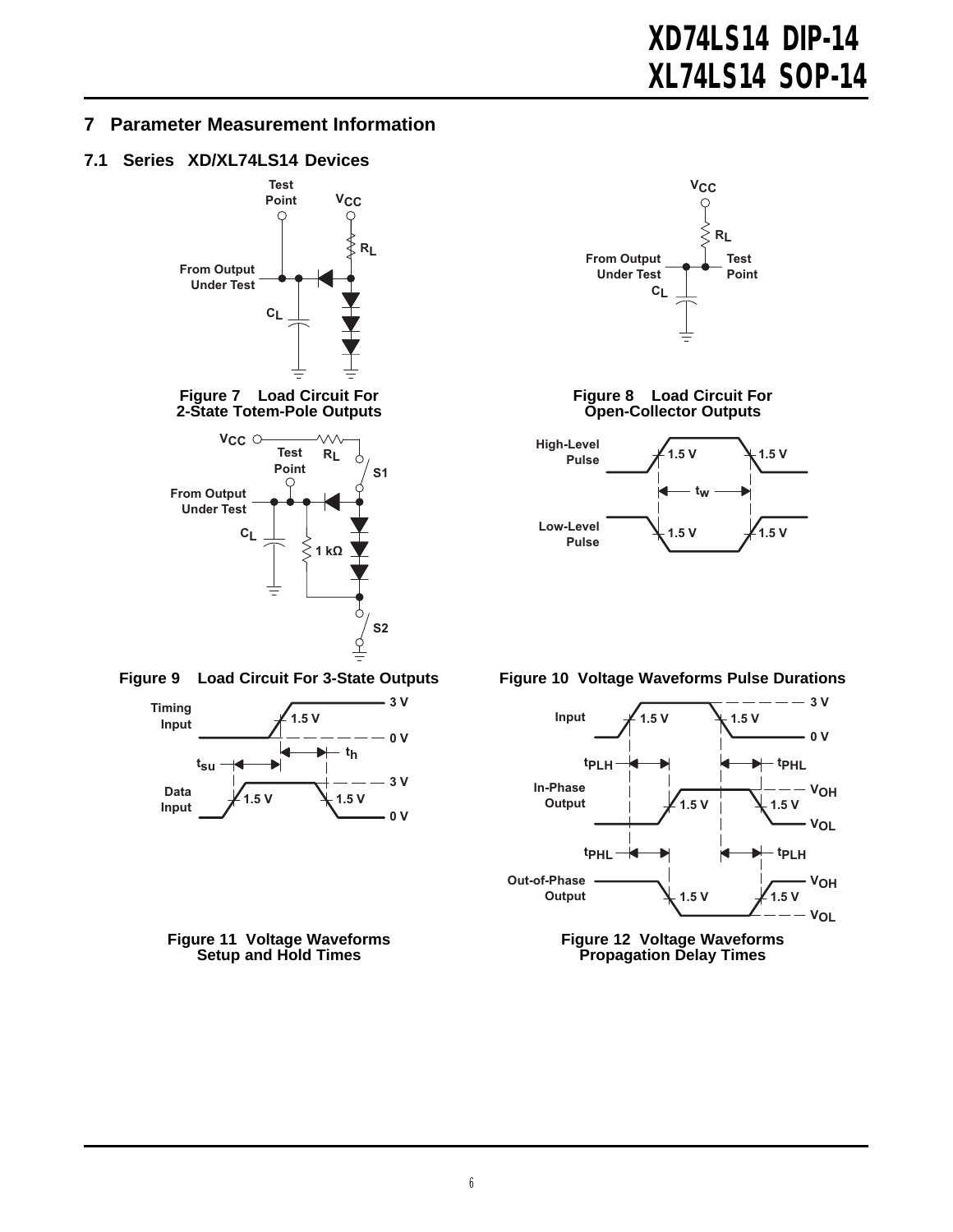## 7 Parameter Measurement Information

### 7.1 Series XD/XL74LS14 Devices

Figure 7 Load Circuit For 2-State Totem-Pole Outputs

Figure 8 Load Circuit For Open-Collector Outputs

Figure 9 Load Circuit For 3-State Outputs

Figure 10 Voltage Waveforms Pulse Durations

Figure 11 Voltage Waveforms Setup and Hold Times

Figure 12 Voltage Waveforms Propagation Delay Times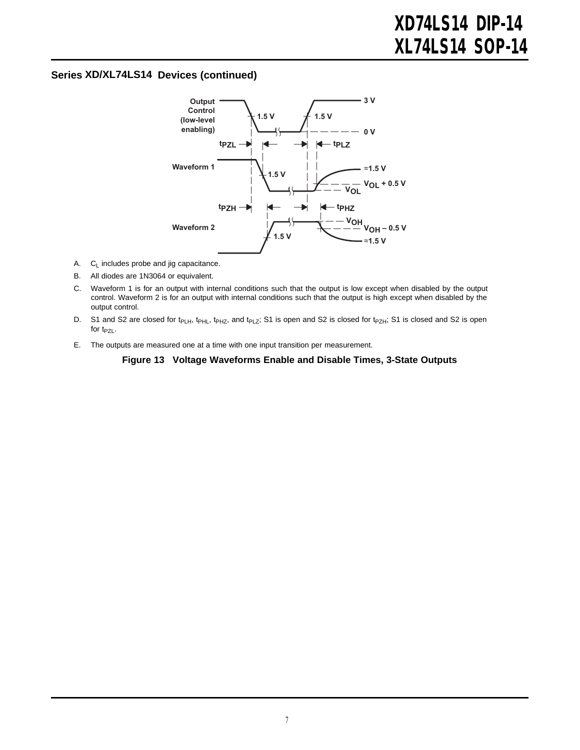## Series XD/XL74LS14 Devices (continued)

A. $C_L$ includes probe and jig capacitance.

B. All diodes are 1N3064 or equivalent.

C. Waveform 1 is for an output with internal conditions such that the output is low except when disabled by the output control. Waveform 2 is for an output with internal conditions such that the output is high except when disabled by the output control.

D. S1 and S2 are closed for $t_{PLH}$, $t_{PHL}$, $t_{PHZ}$, and $t_{PLZ}$; S1 is open and S2 is closed for $t_{PZH}$; S1 is closed and S2 is open for $t_{PZL}$.

E. The outputs are measured one at a time with one input transition per measurement.

**Figure 13 Voltage Waveforms Enable and Disable Times, 3-State Outputs**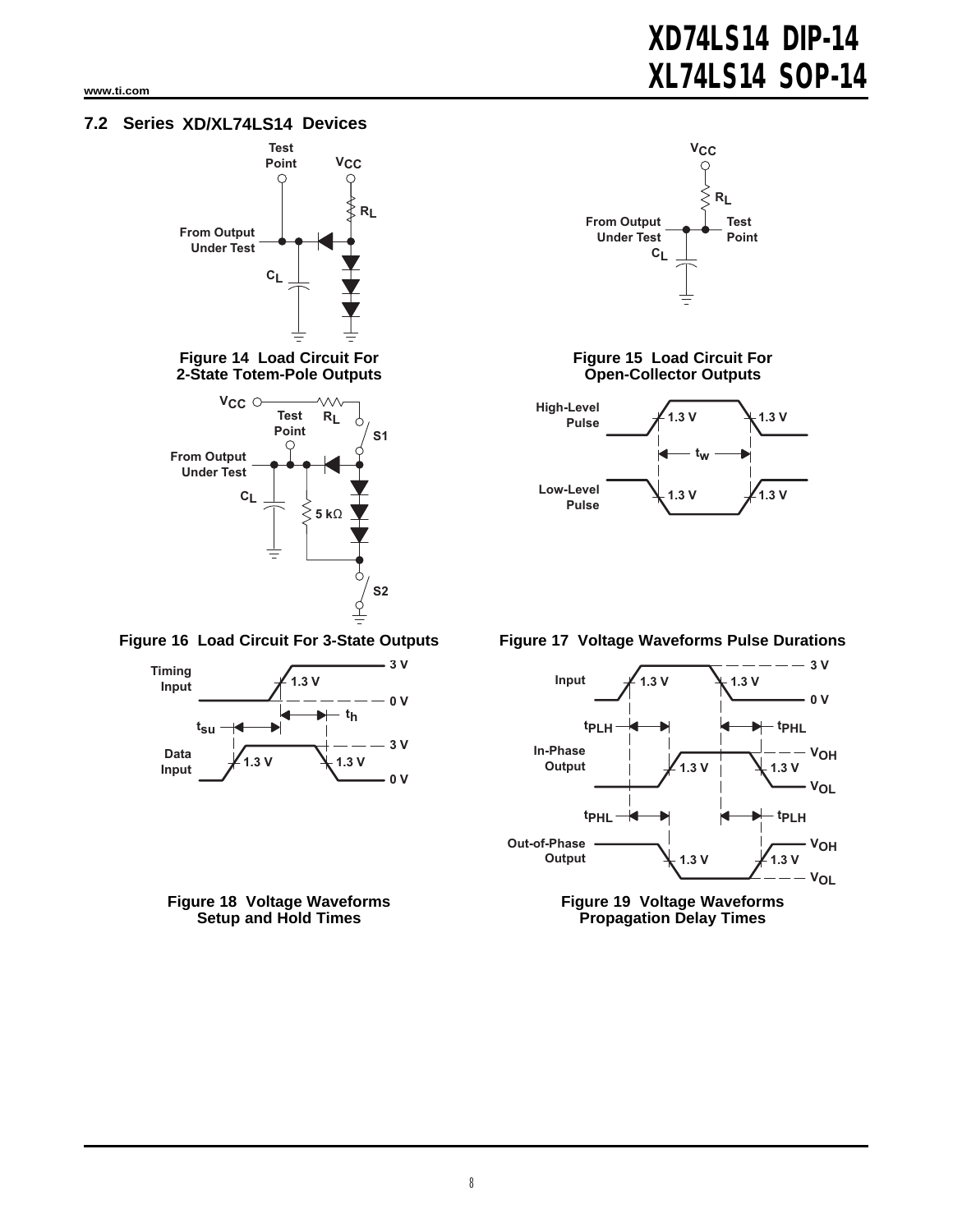## 7.2 Series XD/XL74LS14 Devices

Figure 14 Load Circuit For 2-State Totem-Pole Outputs

Figure 15 Load Circuit For Open-Collector Outputs

Figure 16 Load Circuit For 3-State Outputs

Figure 17 Voltage Waveforms Pulse Durations

Figure 18 Voltage Waveforms Setup and Hold Times

Figure 19 Voltage Waveforms Propagation Delay Times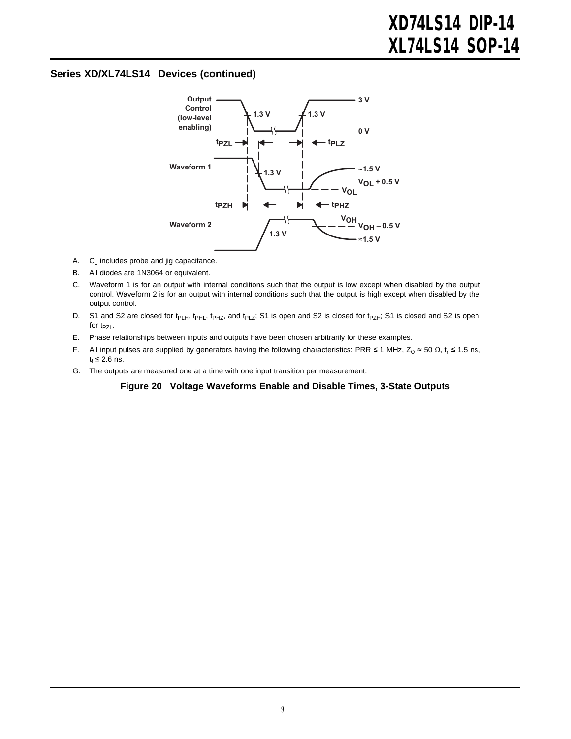## Series XD/XL74LS14 Devices (continued)

A. $C_L$ includes probe and jig capacitance.

B. All diodes are 1N3064 or equivalent.

C. Waveform 1 is for an output with internal conditions such that the output is low except when disabled by the output control. Waveform 2 is for an output with internal conditions such that the output is high except when disabled by the output control.

D. S1 and S2 are closed for $t_{PLH}$, $t_{PHL}$, $t_{PHZ}$, and $t_{PLZ}$; S1 is open and S2 is closed for $t_{PZH}$; S1 is closed and S2 is open for $t_{PZL}$.

E. Phase relationships between inputs and outputs have been chosen arbitrarily for these examples.

F. All input pulses are supplied by generators having the following characteristics: PRR ≤ 1 MHz, $Z_O \approx 50\ \Omega$, $t_r \leq 1.5$ ns, $t_f \leq 2.6$ ns.

G. The outputs are measured one at a time with one input transition per measurement.

**Figure 20 Voltage Waveforms Enable and Disable Times, 3-State Outputs**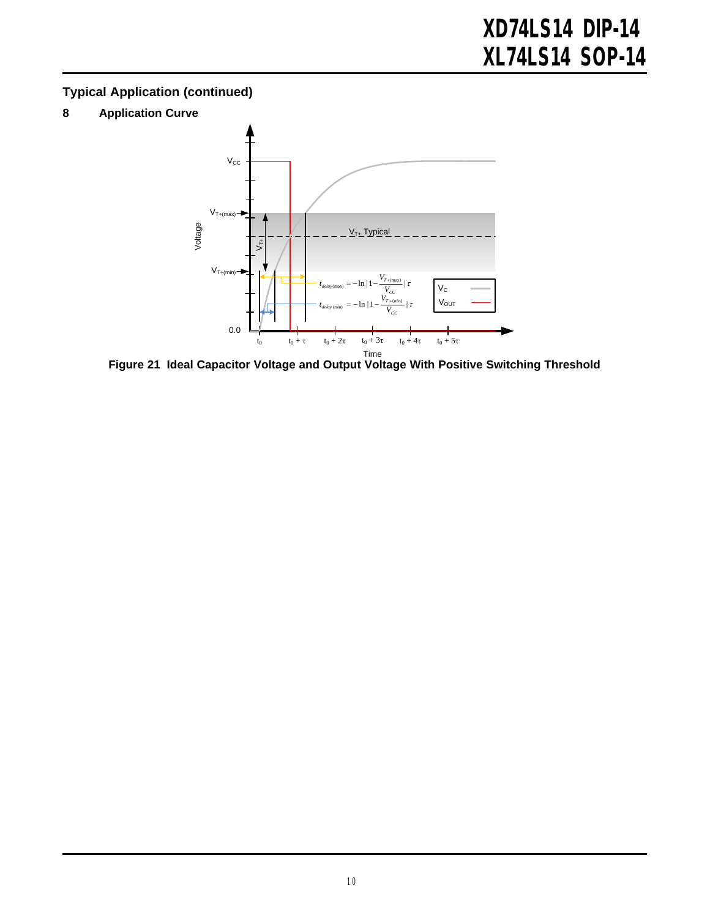## Typical Application (continued)

### 8 Application Curve

Figure 21 Ideal Capacitor Voltage and Output Voltage With Positive Switching Threshold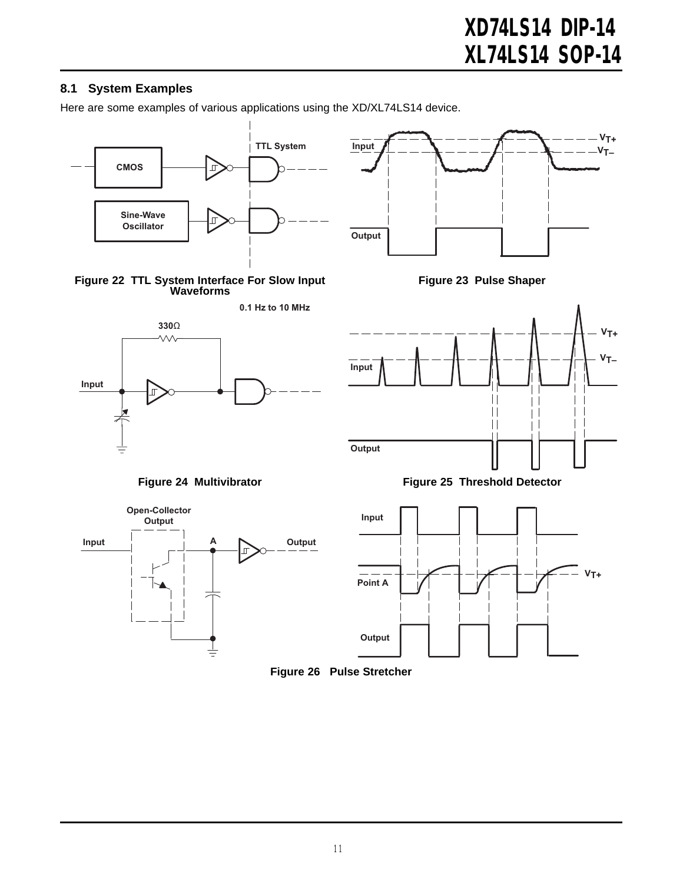## 8.1 System Examples

Here are some examples of various applications using the XD/XL74LS14 device.

Figure 22 TTL System Interface For Slow Input Waveforms

Figure 23 Pulse Shaper

Figure 24 Multivibrator

Figure 25 Threshold Detector

Figure 26 Pulse Stretcher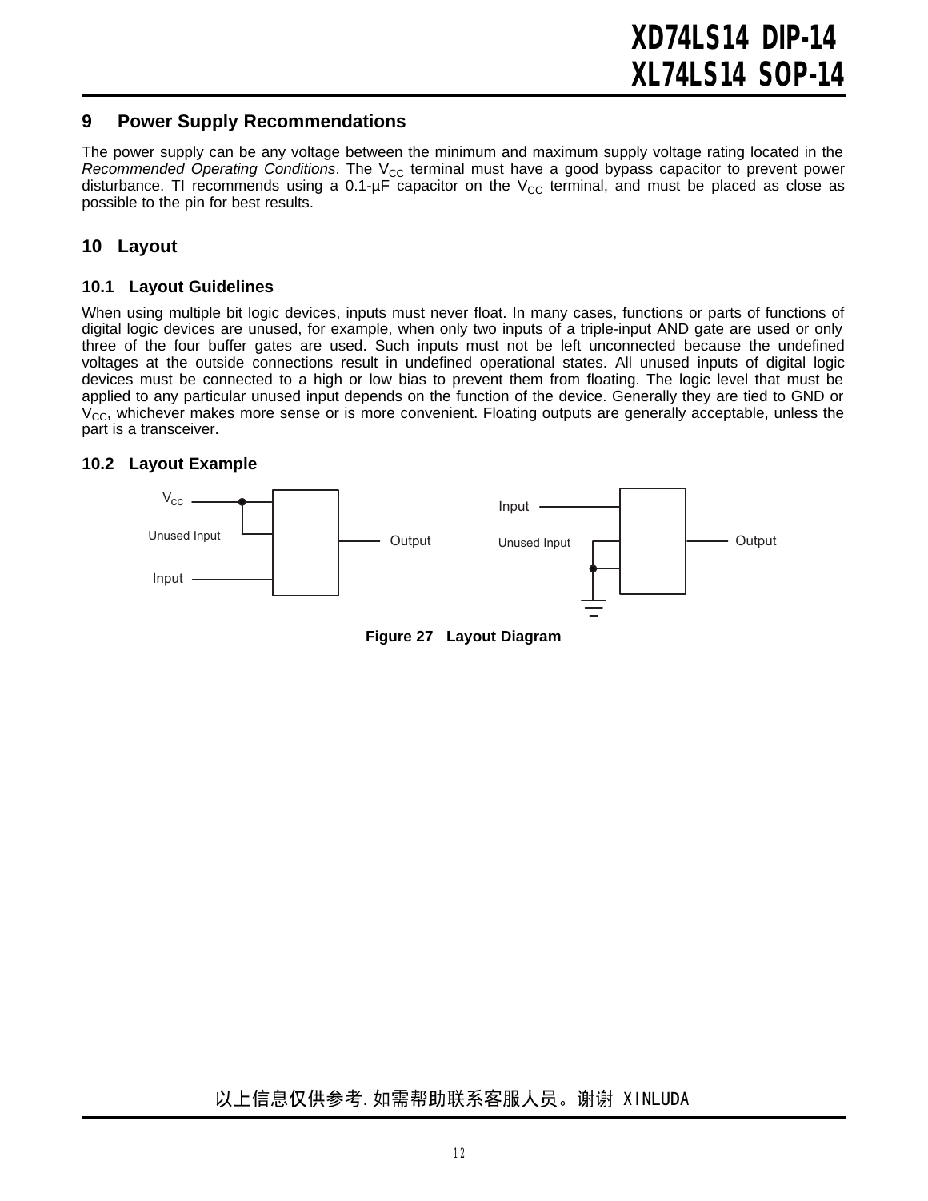## 9 Power Supply Recommendations

The power supply can be any voltage between the minimum and maximum supply voltage rating located in the *Recommended Operating Conditions*. The $V_{CC}$ terminal must have a good bypass capacitor to prevent power disturbance. TI recommends using a 0.1-μF capacitor on the $V_{CC}$ terminal, and must be placed as close as possible to the pin for best results.

## 10 Layout

### 10.1 Layout Guidelines

When using multiple bit logic devices, inputs must never float. In many cases, functions or parts of functions of digital logic devices are unused, for example, when only two inputs of a triple-input AND gate are used or only three of the four buffer gates are used. Such inputs must not be left unconnected because the undefined voltages at the outside connections result in undefined operational states. All unused inputs of digital logic devices must be connected to a high or low bias to prevent them from floating. The logic level that must be applied to any particular unused input depends on the function of the device. Generally they are tied to GND or $V_{CC}$, whichever makes more sense or is more convenient. Floating outputs are generally acceptable, unless the part is a transceiver.

### 10.2 Layout Example

$V_{CC}$ Unused Input Input Output Input Unused Input Output

**Figure 27 Layout Diagram**

以上信息仅供参考.如需帮助联系客服人员。谢谢 XINLUDA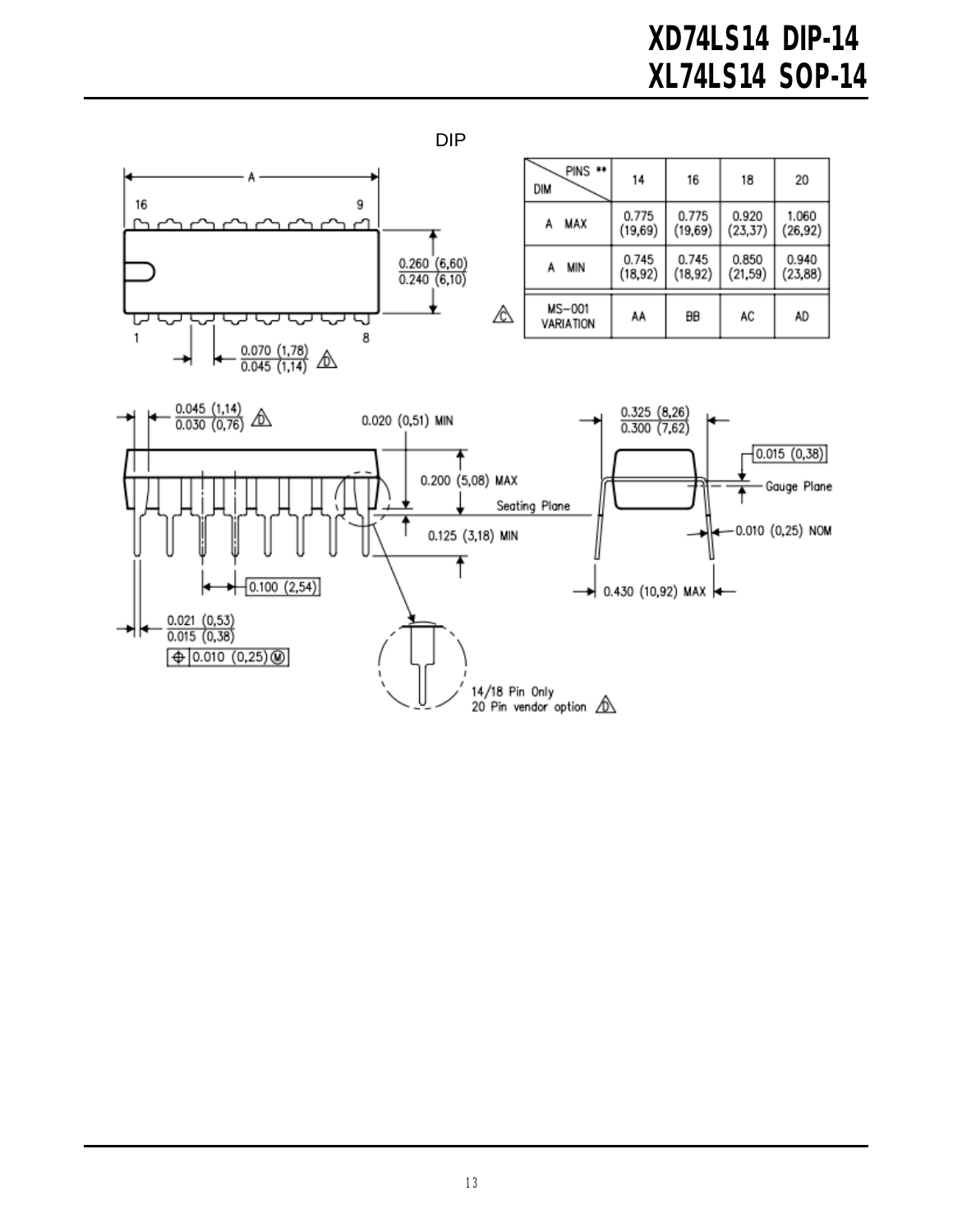# XD74LS14 DIP-14
# XL74LS14 SOP-14

DIP

| DIM \ PINS ** | 14 | 16 | 18 | 20 |
|---|---|---|---|---|
| A MAX | 0.775 (19,69) | 0.775 (19,69) | 0.920 (23,37) | 1.060 (26,92) |
| A MIN | 0.745 (18,92) | 0.745 (18,92) | 0.850 (21,59) | 0.940 (23,88) |
| MS-001 VARIATION | AA | BB | AC | AD |

A

16 9

1 8

0.260 (6,60)
0.240 (6,10)

0.070 (1,78)
0.045 (1,14)

0.045 (1,14)
0.030 (0,76)

0.020 (0,51) MIN

0.200 (5,08) MAX

Seating Plane

0.125 (3,18) MIN

0.100 (2,54)

0.021 (0,53)
0.015 (0,38)

0.010 (0,25) M

0.325 (8,26)
0.300 (7,62)

0.015 (0,38)

Gauge Plane

0.010 (0,25) NOM

0.430 (10,92) MAX

14/18 Pin Only
20 Pin vendor option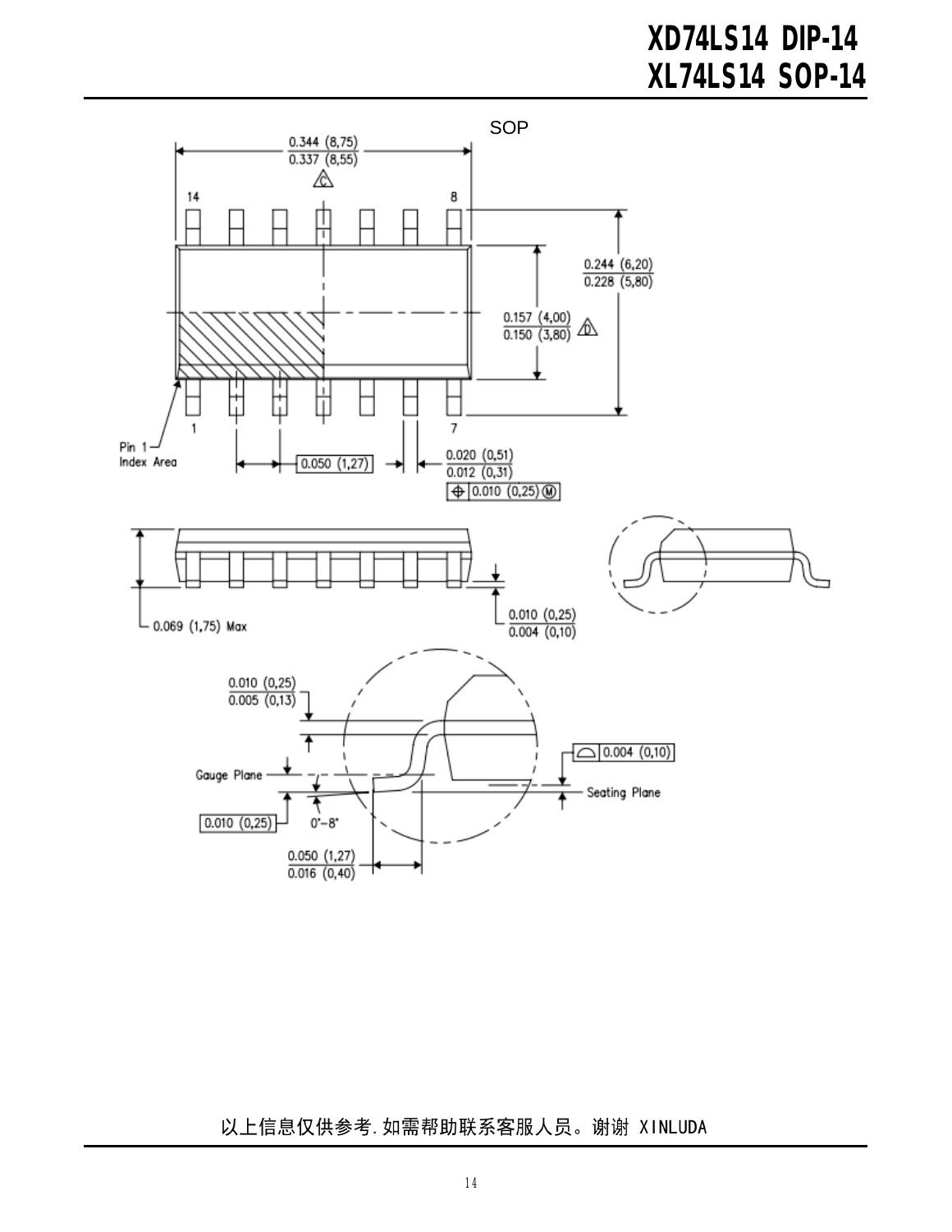SOP

0.344 (8,75)
0.337 (8,55)
C

14
8

0.244 (6,20)
0.228 (5,80)

0.157 (4,00)
0.150 (3,80)
D

1
7

Pin 1
Index Area

0.050 (1,27)

0.020 (0,51)
0.012 (0,31)
⊕ 0.010 (0,25) Ⓜ

0.069 (1,75) Max

0.010 (0,25)
0.004 (0,10)

0.010 (0,25)
0.005 (0,13)

0.004 (0,10)

Gauge Plane

Seating Plane

0.010 (0,25)

0°–8°

0.050 (1,27)
0.016 (0,40)

以上信息仅供参考.如需帮助联系客服人员。谢谢 XINLUDA